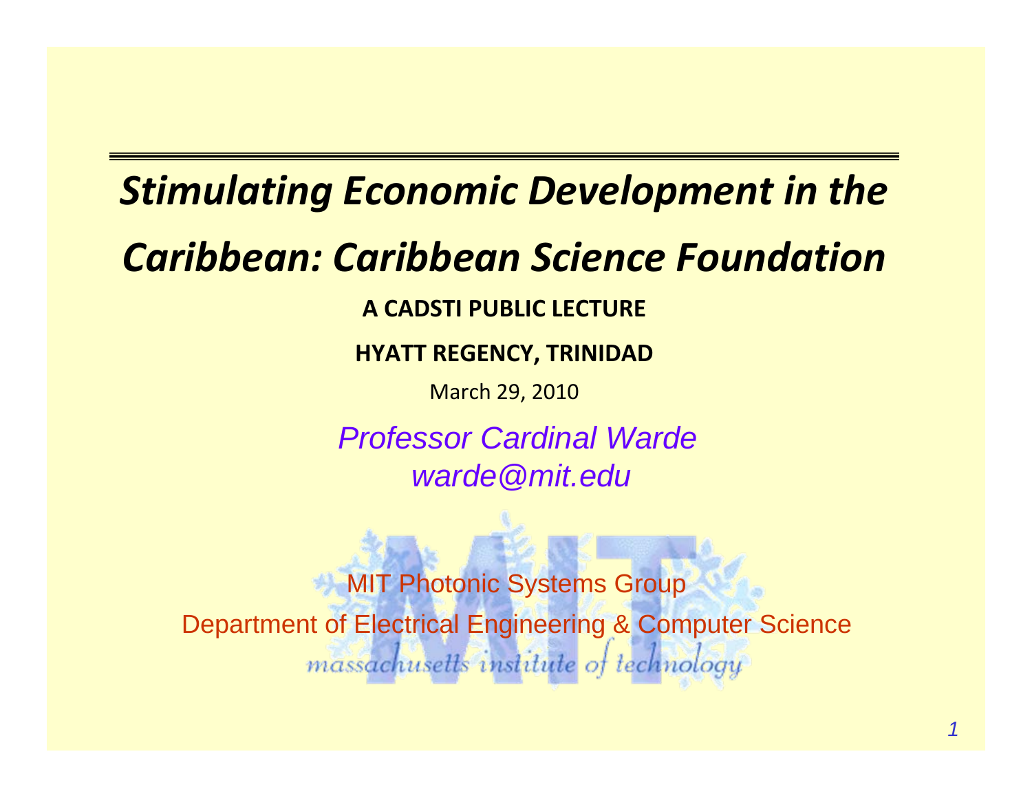# *Stimulating Economic Development in the Caribbean: Caribbean Science Foundation*

**A CADSTI PUBLIC LECTURE**

**HYATT REGENCY, TRINIDAD**

March 29, 2010

*Professor Cardinal Warde*
*warde@mit.edu*

MIT Photonic Systems Group

Department of Electrical Engineering & Computer Science

massachusetts institute of technology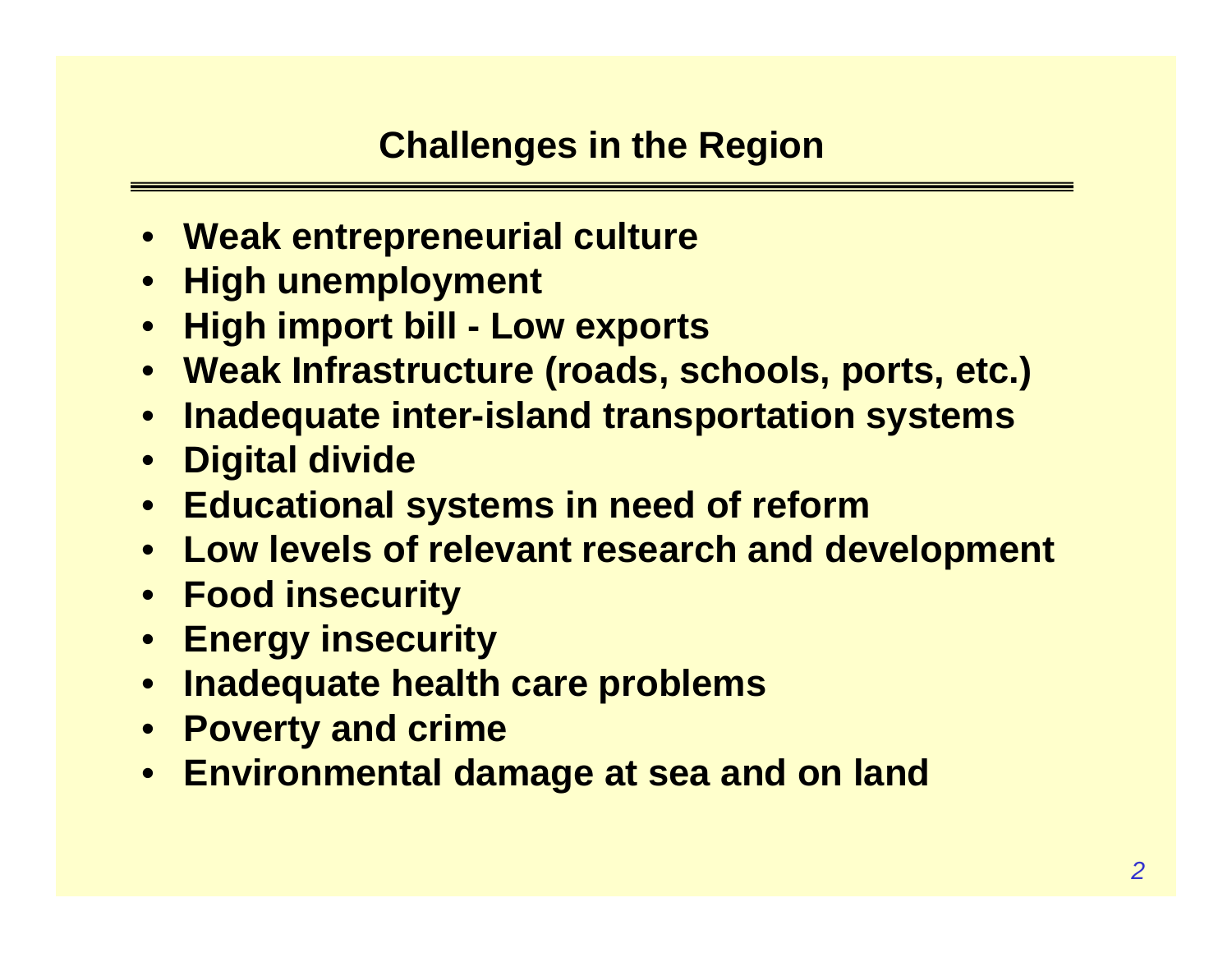## Challenges in the Region

- **Weak entrepreneurial culture**
- **High unemployment**
- **High import bill - Low exports**
- **Weak Infrastructure (roads, schools, ports, etc.)**
- **Inadequate inter-island transportation systems**
- **Digital divide**
- **Educational systems in need of reform**
- **Low levels of relevant research and development**
- **Food insecurity**
- **Energy insecurity**
- **Inadequate health care problems**
- **Poverty and crime**
- **Environmental damage at sea and on land**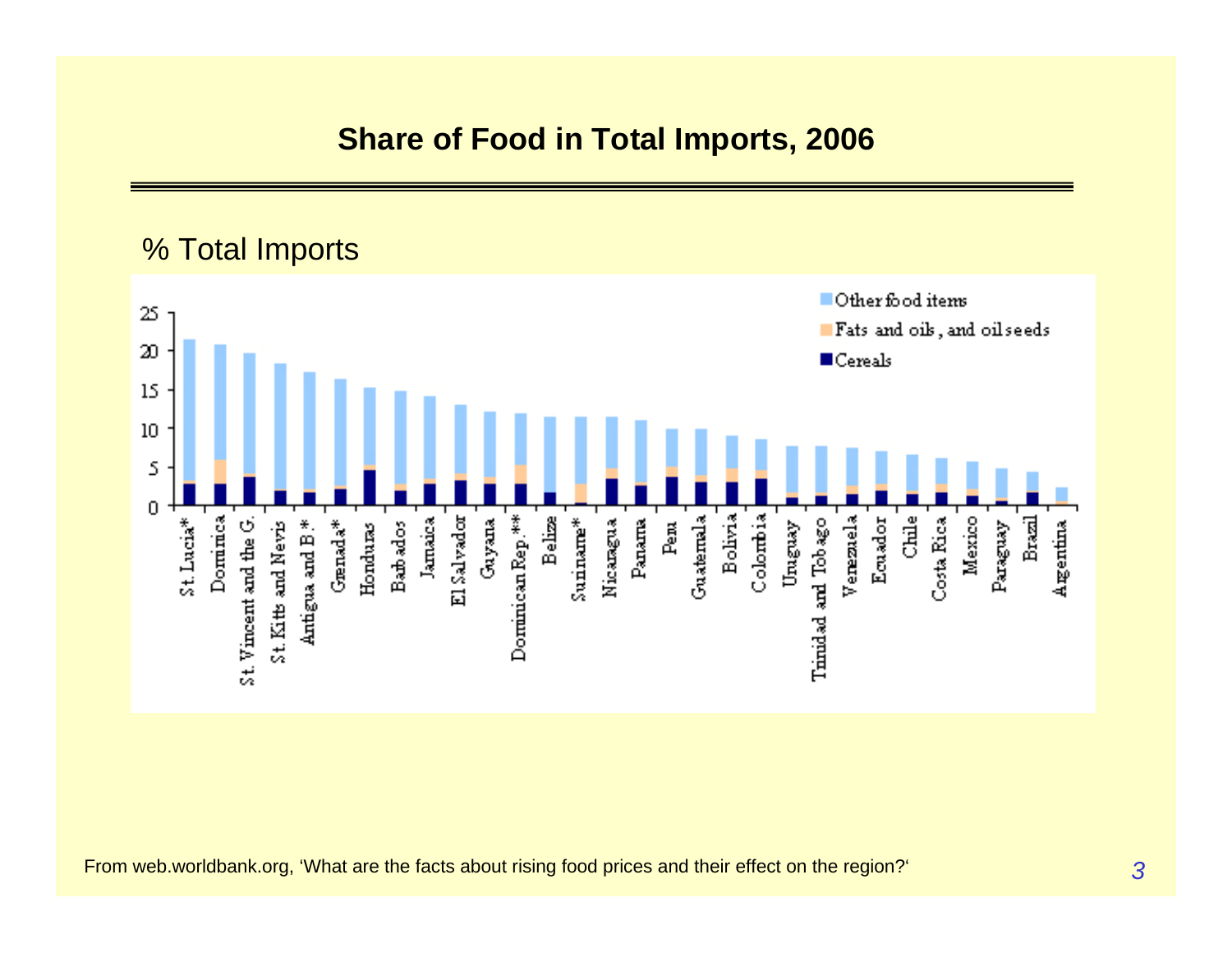## Share of Food in Total Imports, 2006

% Total Imports

From web.worldbank.org, 'What are the facts about rising food prices and their effect on the region?'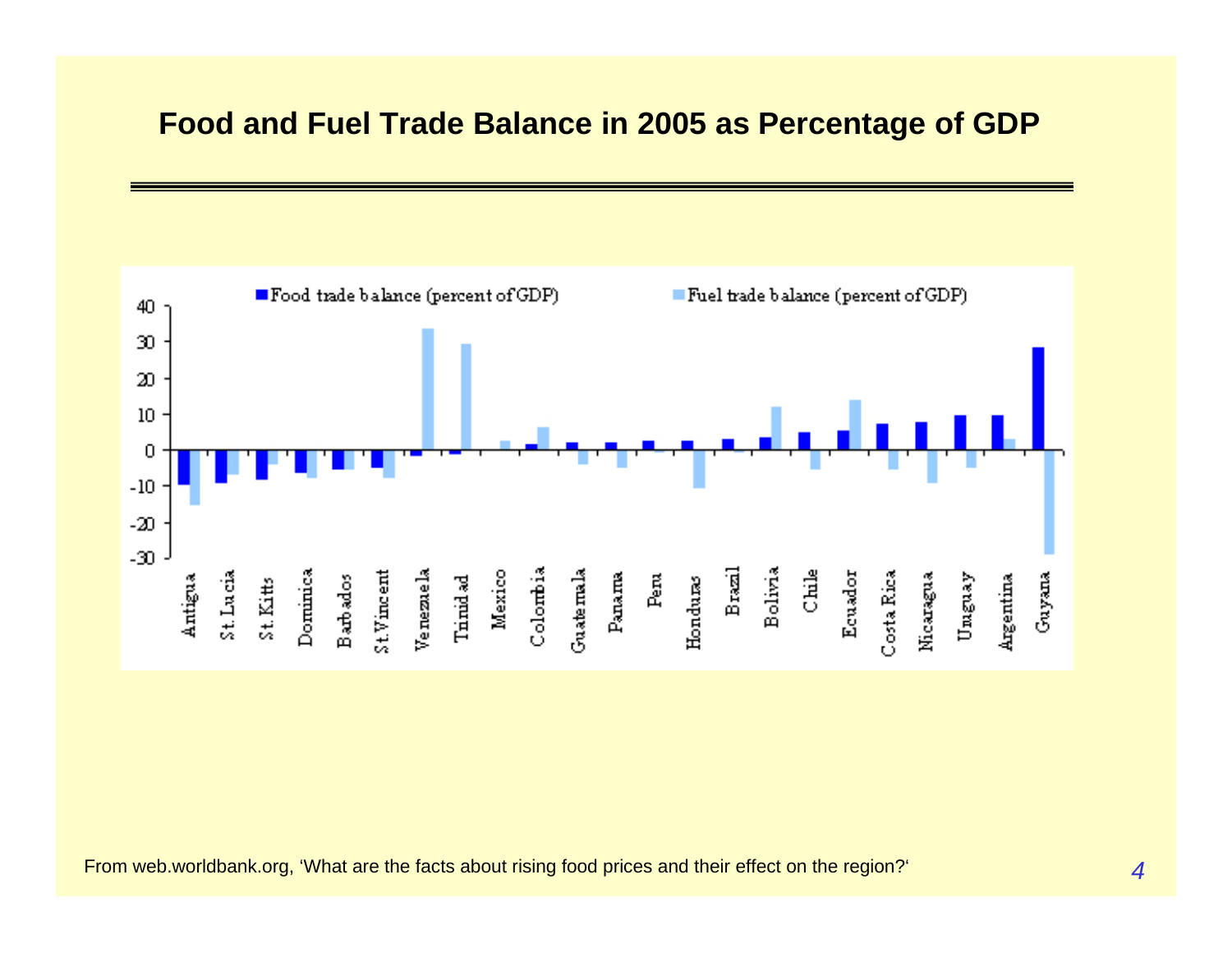## Food and Food and Fuel Trade Balance in 2005 as Percentage of GDP

■ Food trade balance (percent of GDP) ■ Fuel trade balance (percent of GDP)

Antigua, St. Lucia, St. Kitts, Dominica, Barbados, St. Vincent, Venezuela, Trinidad, Mexico, Colombia, Guatemala, Panama, Peru, Honduras, Brazil, Bolivia, Chile, Ecuador, Costa Rica, Nicaragua, Uruguay, Argentina, Guyana

From web.worldbank.org, 'What are the facts about rising food prices and their effect on the region?'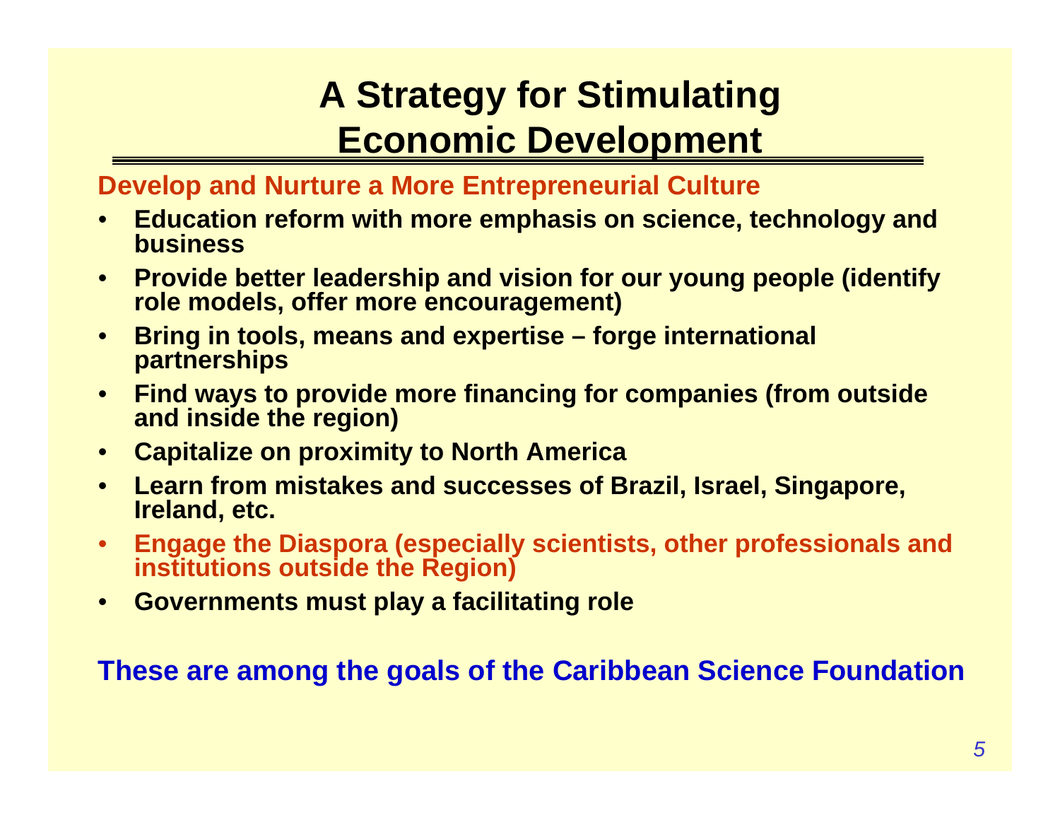# A Strategy for Stimulating Economic Development

**Develop and Nurture a More Entrepreneurial Culture**

- **Education reform with more emphasis on science, technology and business**
- **Provide better leadership and vision for our young people (identify role models, offer more encouragement)**
- **Bring in tools, means and expertise – forge international partnerships**
- **Find ways to provide more financing for companies (from outside and inside the region)**
- **Capitalize on proximity to North America**
- **Learn from mistakes and successes of Brazil, Israel, Singapore, Ireland, etc.**
- **Engage the Diaspora (especially scientists, other professionals and institutions outside the Region)**
- **Governments must play a facilitating role**

**These are among the goals of the Caribbean Science Foundation**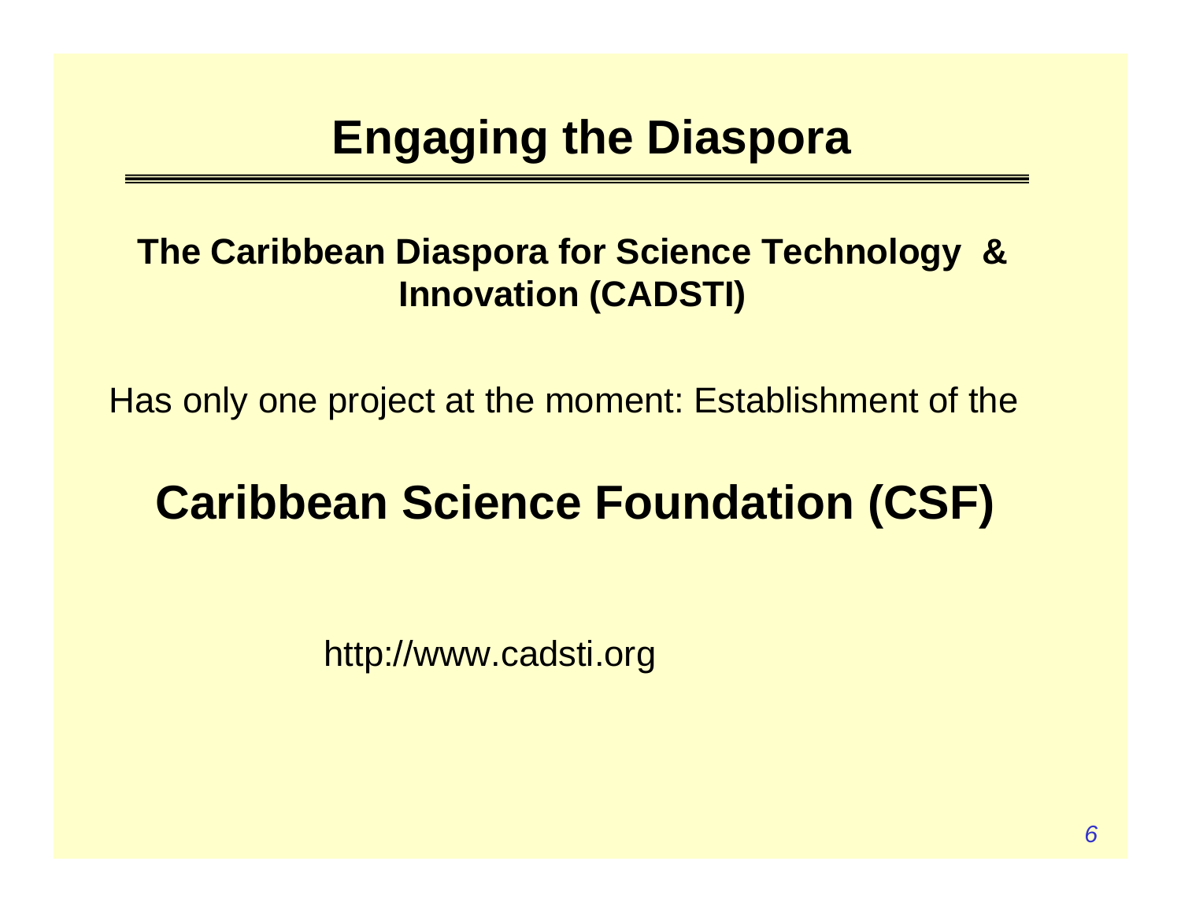# Engaging the Diaspora

**The Caribbean Diaspora for Science Technology & Innovation (CADSTI)**

Has only one project at the moment: Establishment of the

## Caribbean Science Foundation (CSF)

http://www.cadsti.org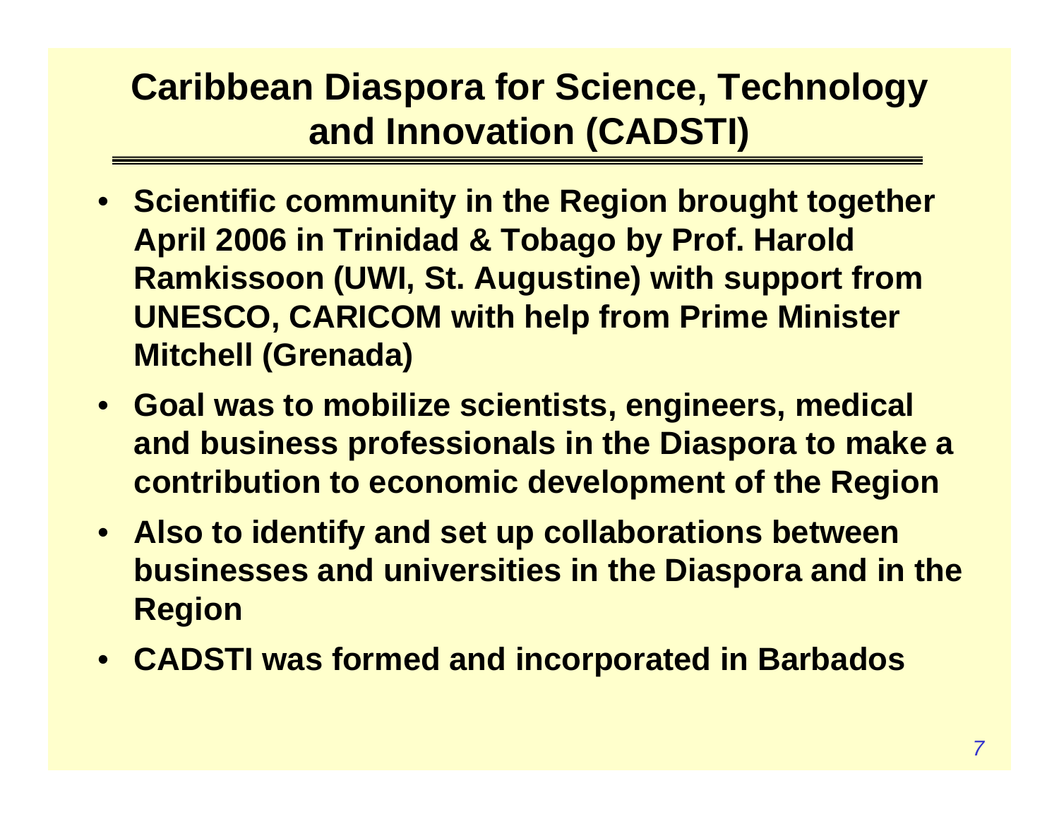# Caribbean Diaspora for Science, Technology and Innovation (CADSTI)

- **Scientific community in the Region brought together April 2006 in Trinidad & Tobago by Prof. Harold Ramkissoon (UWI, St. Augustine) with support from UNESCO, CARICOM with help from Prime Minister Mitchell (Grenada)**
- **Goal was to mobilize scientists, engineers, medical and business professionals in the Diaspora to make a contribution to economic development of the Region**
- **Also to identify and set up collaborations between businesses and universities in the Diaspora and in the Region**
- **CADSTI was formed and incorporated in Barbados**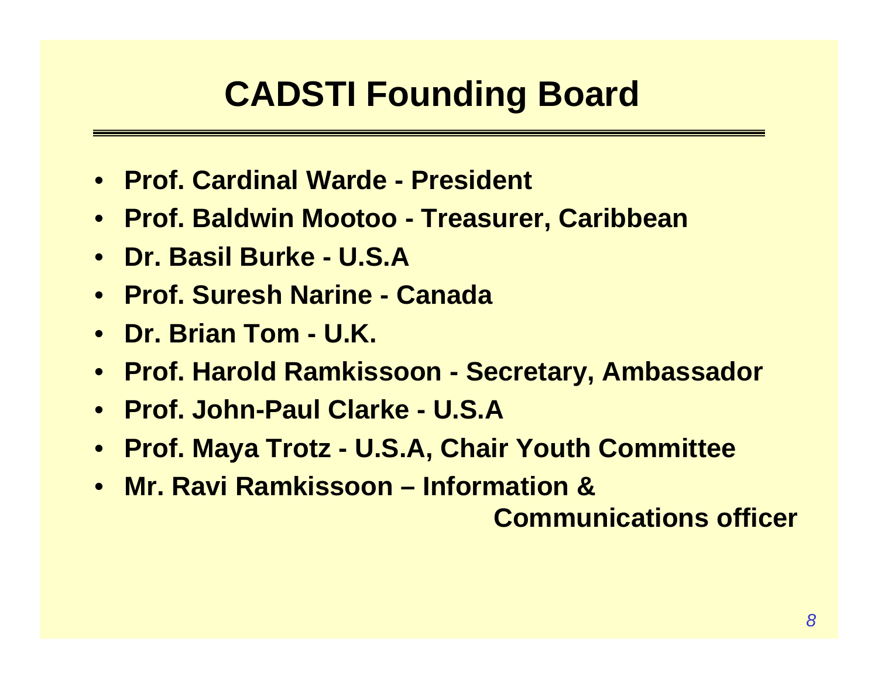# CADSTI Founding Board

- **Prof. Cardinal Warde - President**
- **Prof. Baldwin Mootoo - Treasurer, Caribbean**
- **Dr. Basil Burke - U.S.A**
- **Prof. Suresh Narine - Canada**
- **Dr. Brian Tom - U.K.**
- **Prof. Harold Ramkissoon - Secretary, Ambassador**
- **Prof. John-Paul Clarke - U.S.A**
- **Prof. Maya Trotz - U.S.A, Chair Youth Committee**
- **Mr. Ravi Ramkissoon – Information & Communications officer**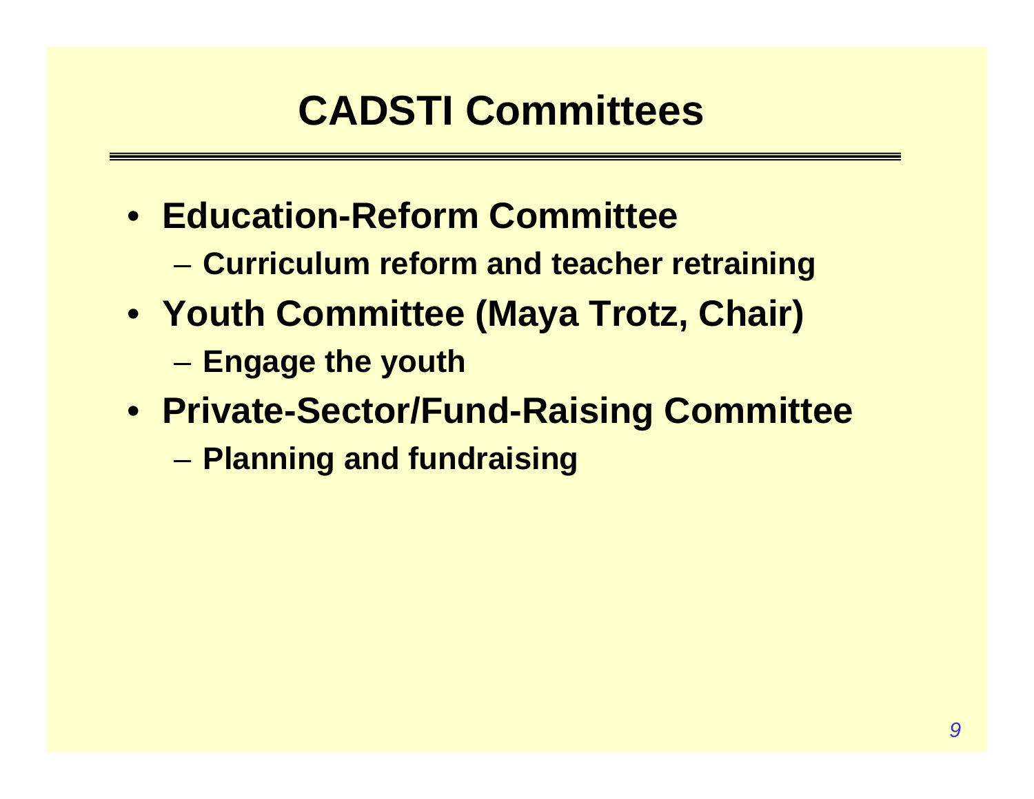# CADSTI Committees

- **Education-Reform Committee**
  - **Curriculum reform and teacher retraining**
- **Youth Committee (Maya Trotz, Chair)**
  - **Engage the youth**
- **Private-Sector/Fund-Raising Committee**
  - **Planning and fundraising**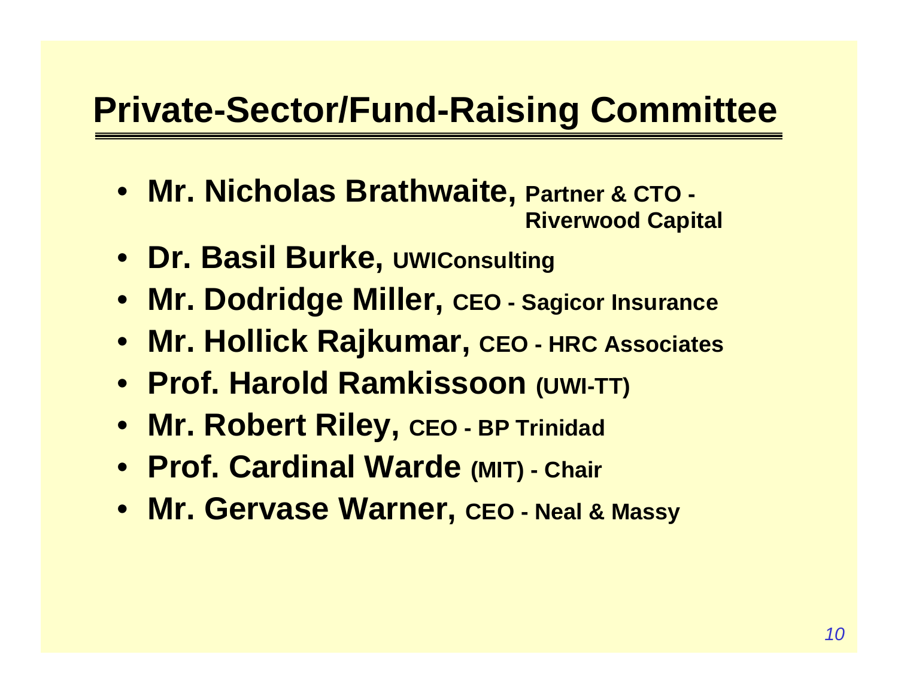# Private-Sector/Fund-Raising Committee

- **Mr. Nicholas Brathwaite, Partner & CTO - Riverwood Capital**
- **Dr. Basil Burke, UWIConsulting**
- **Mr. Dodridge Miller, CEO - Sagicor Insurance**
- **Mr. Hollick Rajkumar, CEO - HRC Associates**
- **Prof. Harold Ramkissoon (UWI-TT)**
- **Mr. Robert Riley, CEO - BP Trinidad**
- **Prof. Cardinal Warde (MIT) - Chair**
- **Mr. Gervase Warner, CEO - Neal & Massy**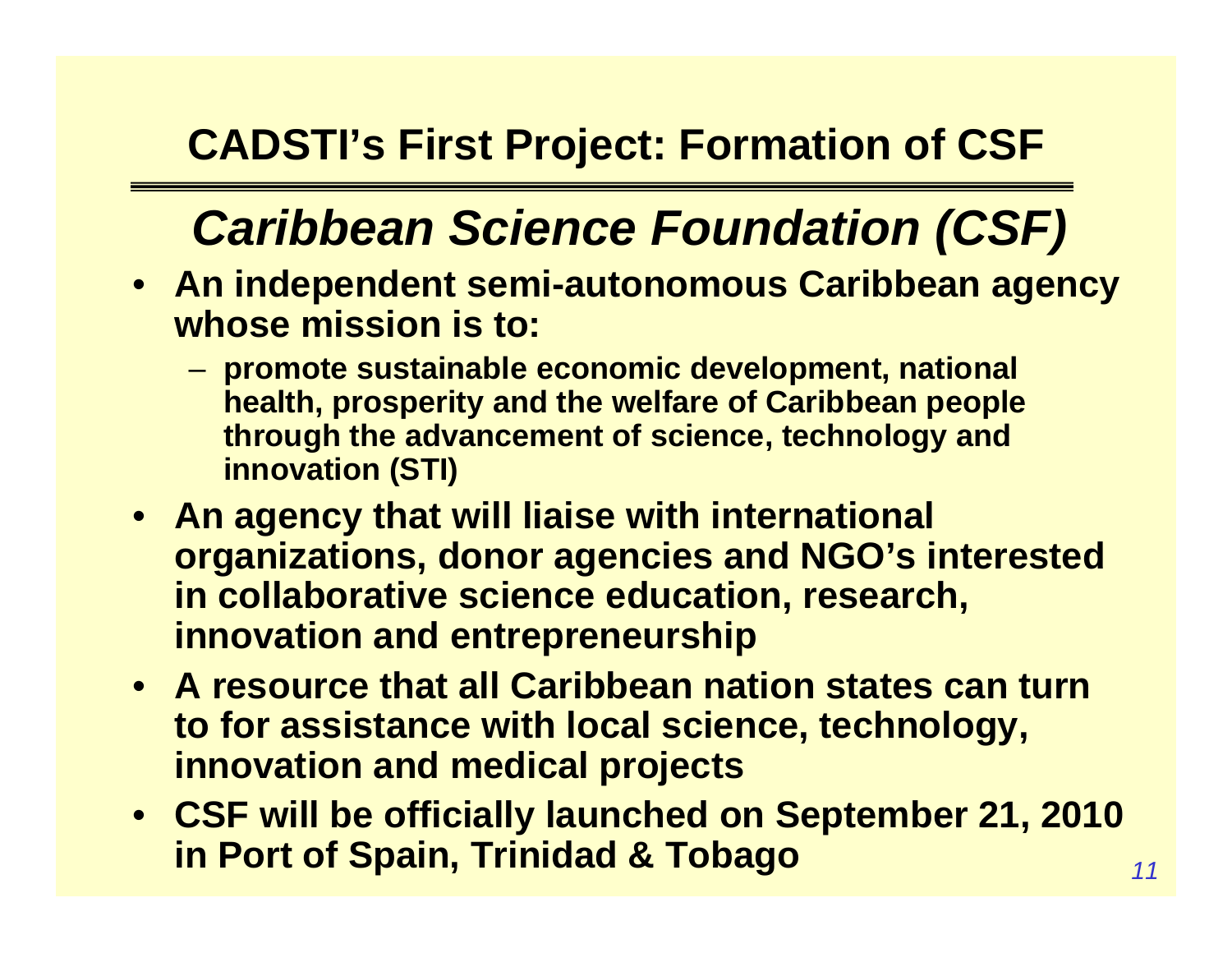## CADSTI's First Project: Formation of CSF

# *Caribbean Science Foundation (CSF)*

- **An independent semi-autonomous Caribbean agency whose mission is to:**
  - **promote sustainable economic development, national health, prosperity and the welfare of Caribbean people through the advancement of science, technology and innovation (STI)**
- **An agency that will liaise with international organizations, donor agencies and NGO's interested in collaborative science education, research, innovation and entrepreneurship**
- **A resource that all Caribbean nation states can turn to for assistance with local science, technology, innovation and medical projects**
- **CSF will be officially launched on September 21, 2010 in Port of Spain, Trinidad & Tobago**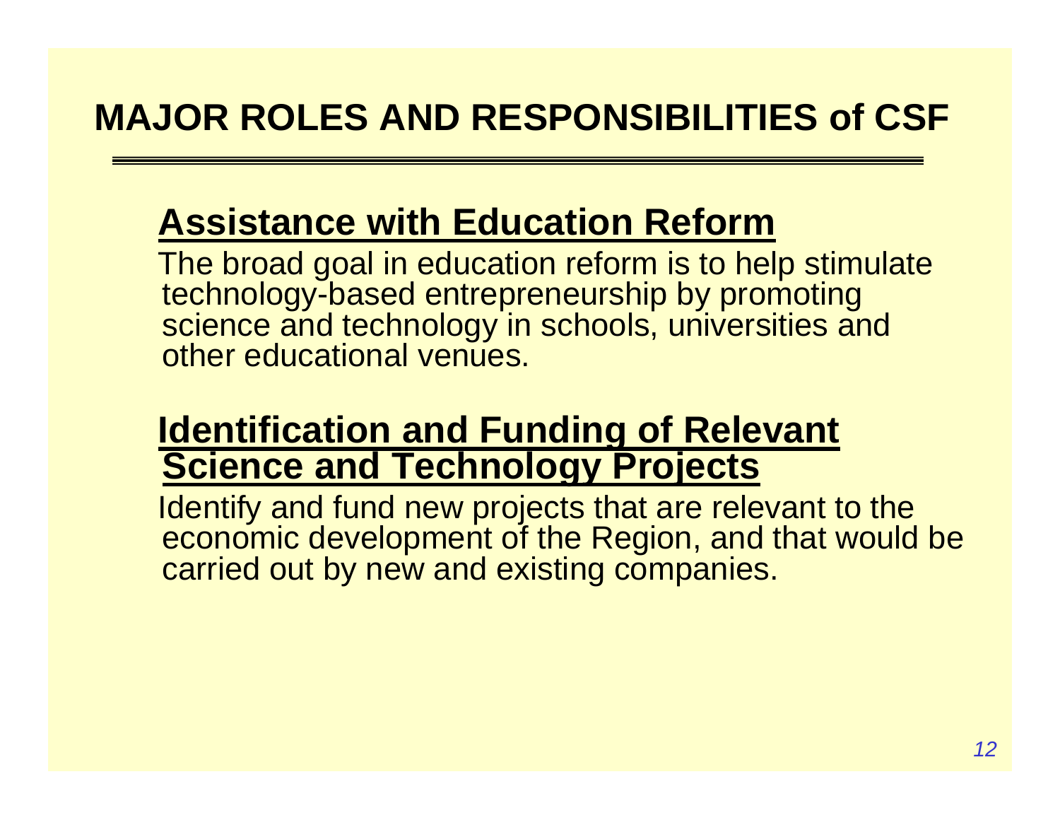# MAJOR ROLES AND RESPONSIBILITIES of CSF

## Assistance with Education Reform

The broad goal in education reform is to help stimulate technology-based entrepreneurship by promoting science and technology in schools, universities and other educational venues.

## Identification and Funding of Relevant Science and Technology Projects

Identify and fund new projects that are relevant to the economic development of the Region, and that would be carried out by new and existing companies.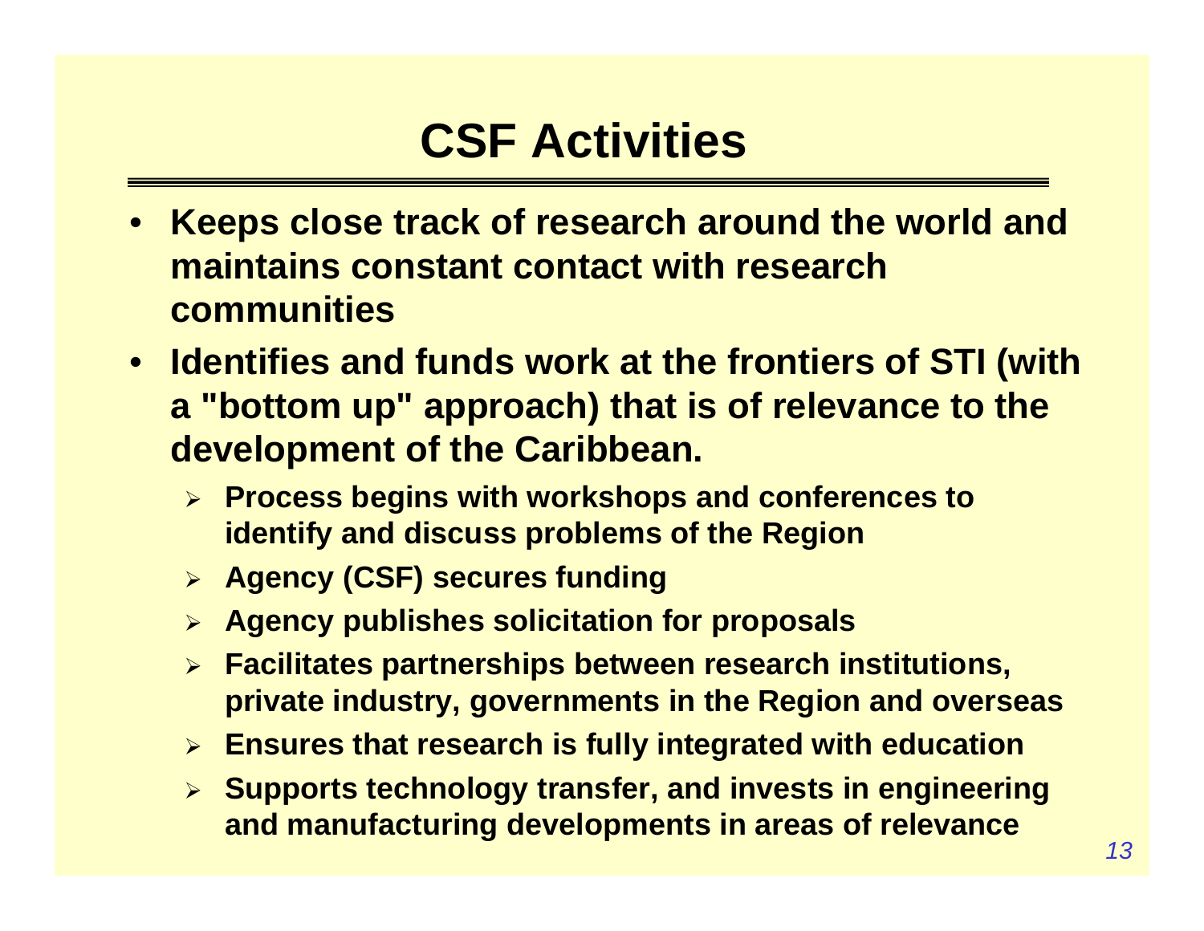# CSF Activities

- **Keeps close track of research around the world and maintains constant contact with research communities**
- **Identifies and funds work at the frontiers of STI (with a "bottom up" approach) that is of relevance to the development of the Caribbean.**
  - **Process begins with workshops and conferences to identify and discuss problems of the Region**
  - **Agency (CSF) secures funding**
  - **Agency publishes solicitation for proposals**
  - **Facilitates partnerships between research institutions, private industry, governments in the Region and overseas**
  - **Ensures that research is fully integrated with education**
  - **Supports technology transfer, and invests in engineering and manufacturing developments in areas of relevance**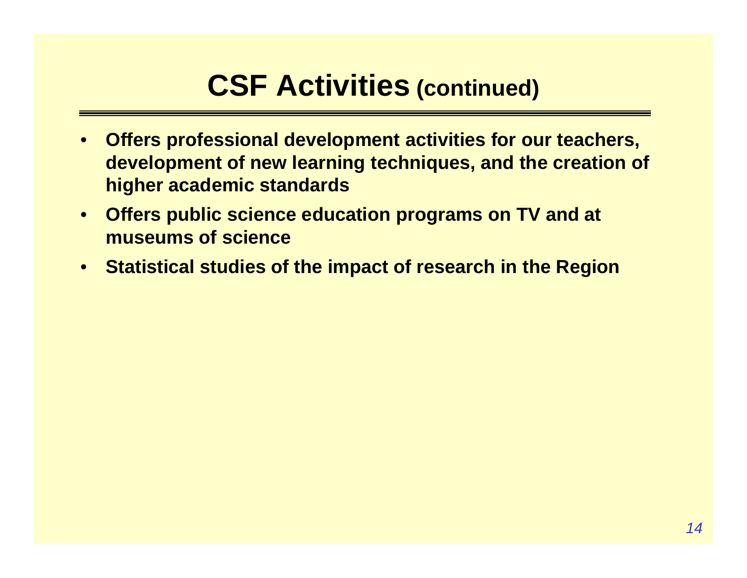# CSF Activities (continued)

- **Offers professional development activities for our teachers, development of new learning techniques, and the creation of higher academic standards**
- **Offers public science education programs on TV and at museums of science**
- **Statistical studies of the impact of research in the Region**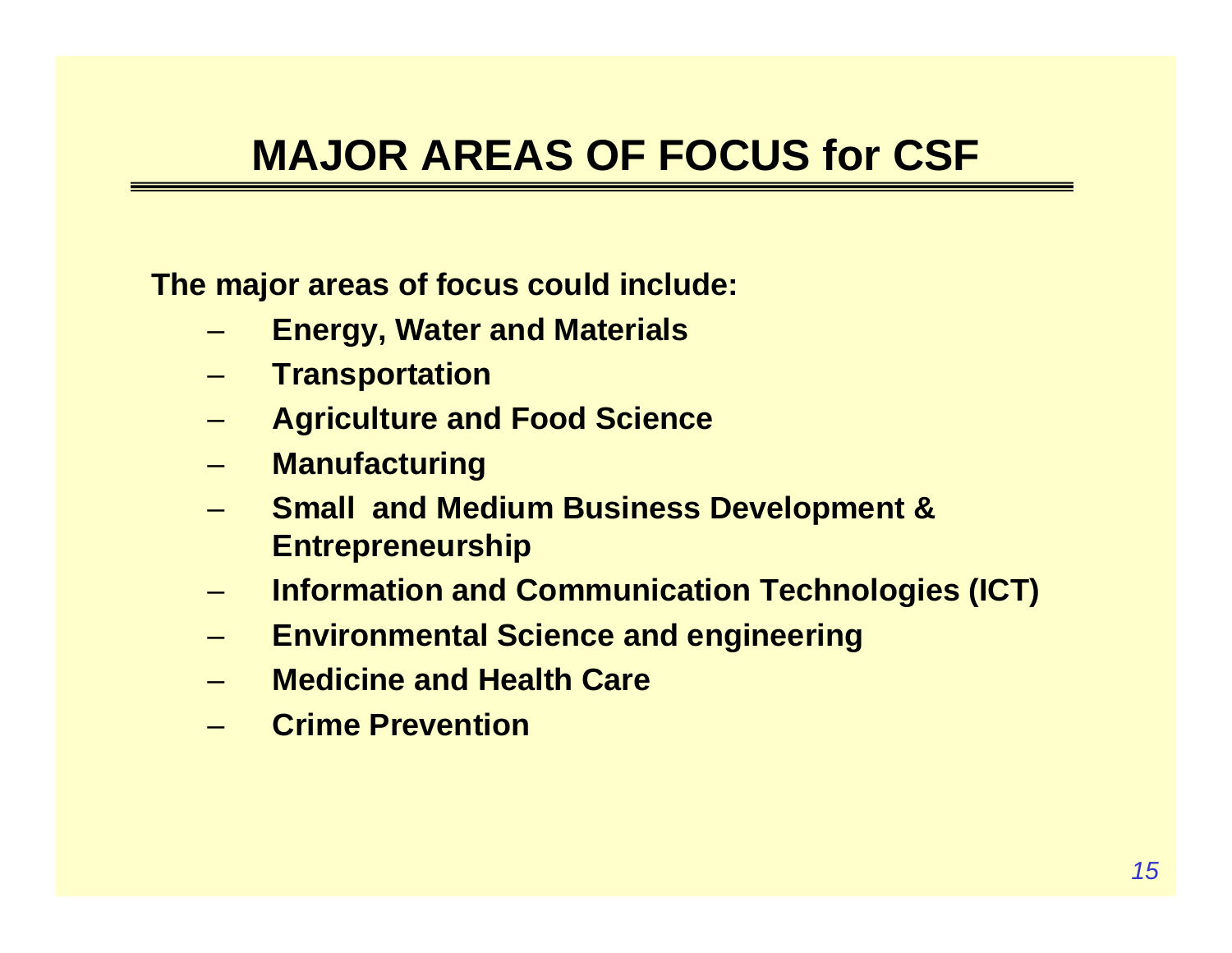# MAJOR AREAS OF FOCUS for CSF

**The major areas of focus could include:**

- **Energy, Water and Materials**
- **Transportation**
- **Agriculture and Food Science**
- **Manufacturing**
- **Small and Medium Business Development & Entrepreneurship**
- **Information and Communication Technologies (ICT)**
- **Environmental Science and engineering**
- **Medicine and Health Care**
- **Crime Prevention**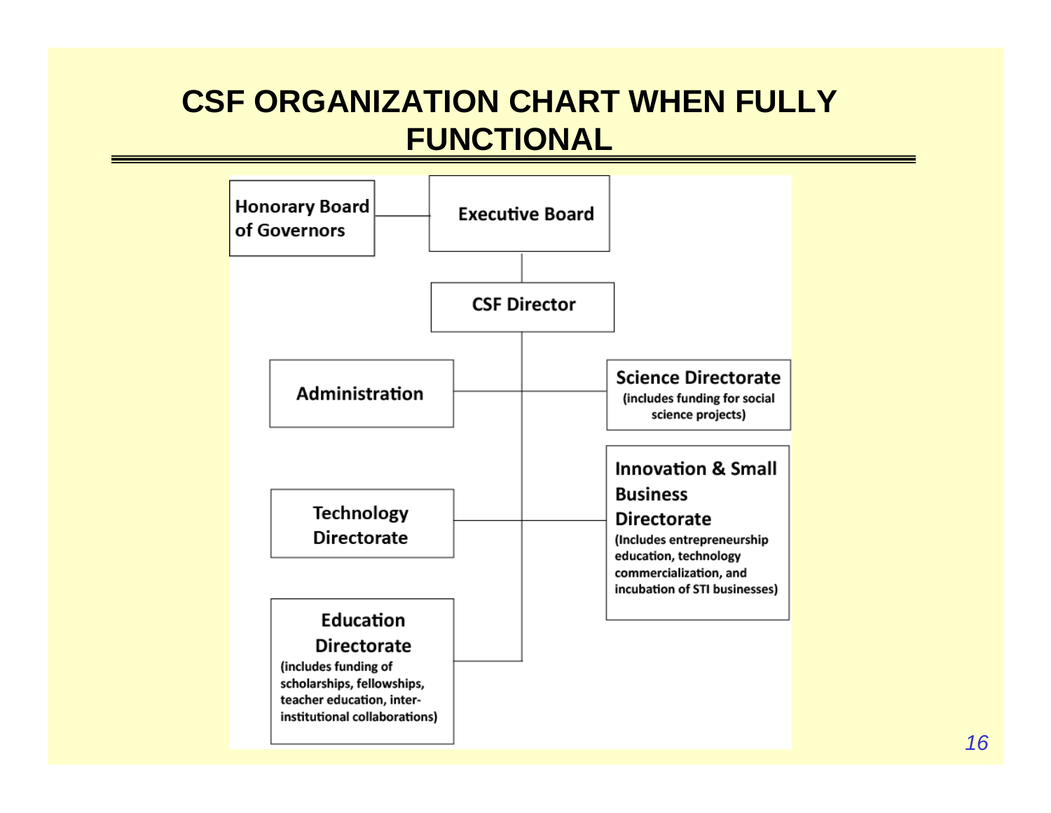# CSF ORGANIZATION CHART WHEN FULLY FUNCTIONAL

**Honorary Board of Governors** — **Executive Board**

**Executive Board**
- **CSF Director**
  - **Administration**
  - **Science Directorate** (includes funding for social science projects)
  - **Technology Directorate**
  - **Innovation & Small Business Directorate** (Includes entrepreneurship education, technology commercialization, and incubation of STI businesses)
  - **Education Directorate** (includes funding of scholarships, fellowships, teacher education, inter-institutional collaborations)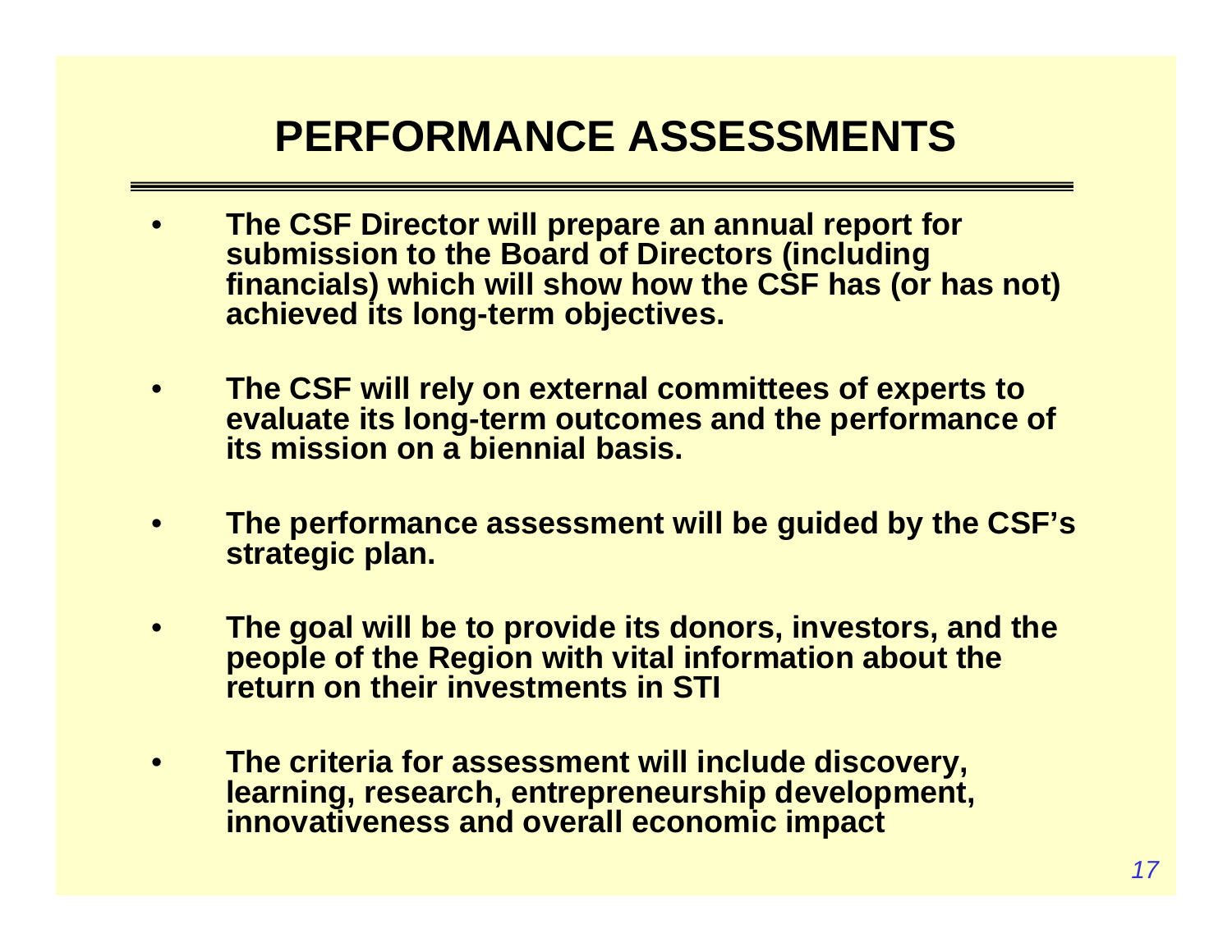# PERFORMANCE ASSESSMENTS

- **The CSF Director will prepare an annual report for submission to the Board of Directors (including financials) which will show how the CSF has (or has not) achieved its long-term objectives.**
- **The CSF will rely on external committees of experts to evaluate its long-term outcomes and the performance of its mission on a biennial basis.**
- **The performance assessment will be guided by the CSF's strategic plan.**
- **The goal will be to provide its donors, investors, and the people of the Region with vital information about the return on their investments in STI**
- **The criteria for assessment will include discovery, learning, research, entrepreneurship development, innovativeness and overall economic impact**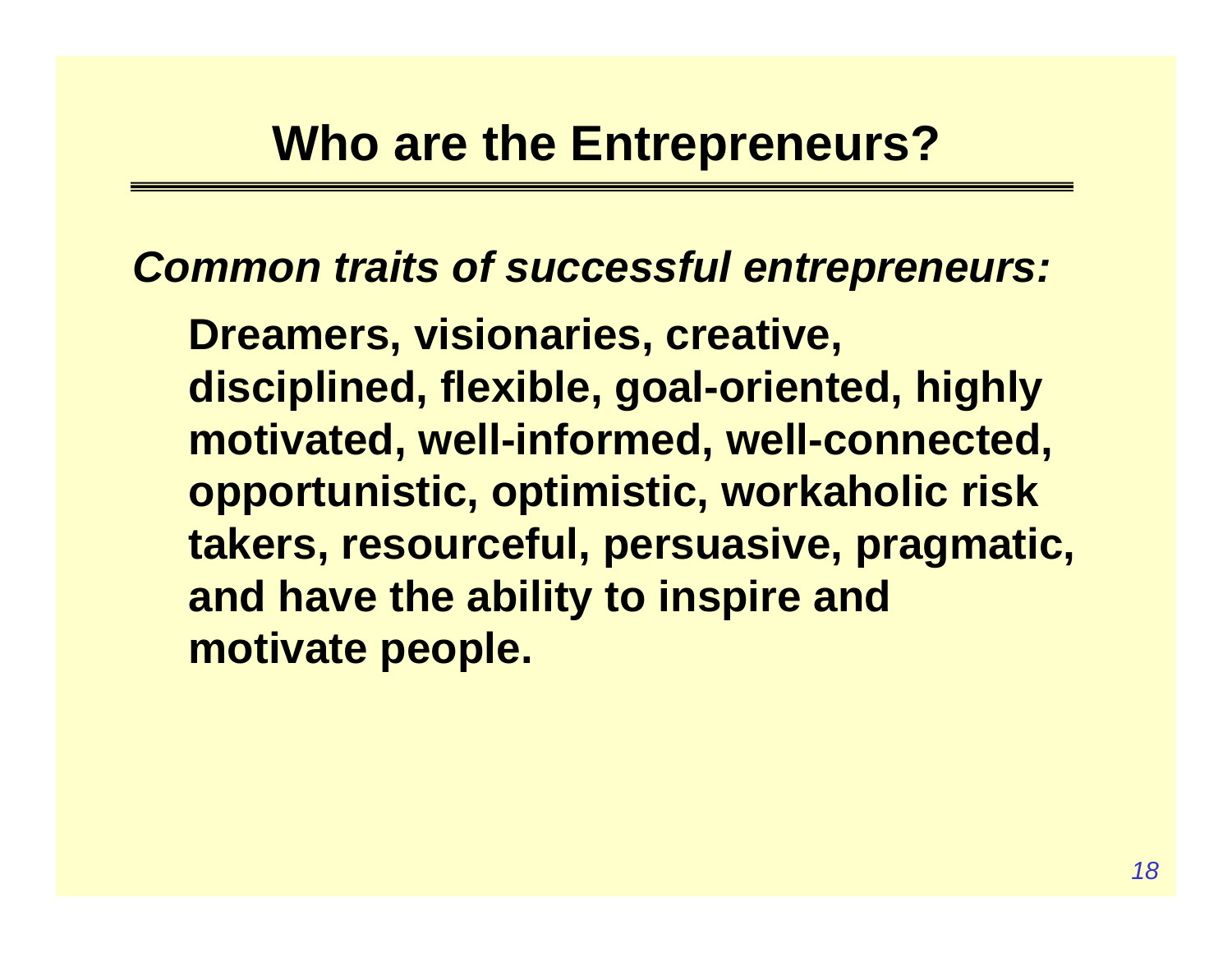# Who are the Entrepreneurs?

***Common traits of successful entrepreneurs:***

**Dreamers, visionaries, creative, disciplined, flexible, goal-oriented, highly motivated, well-informed, well-connected, opportunistic, optimistic, workaholic risk takers, resourceful, persuasive, pragmatic, and have the ability to inspire and motivate people.**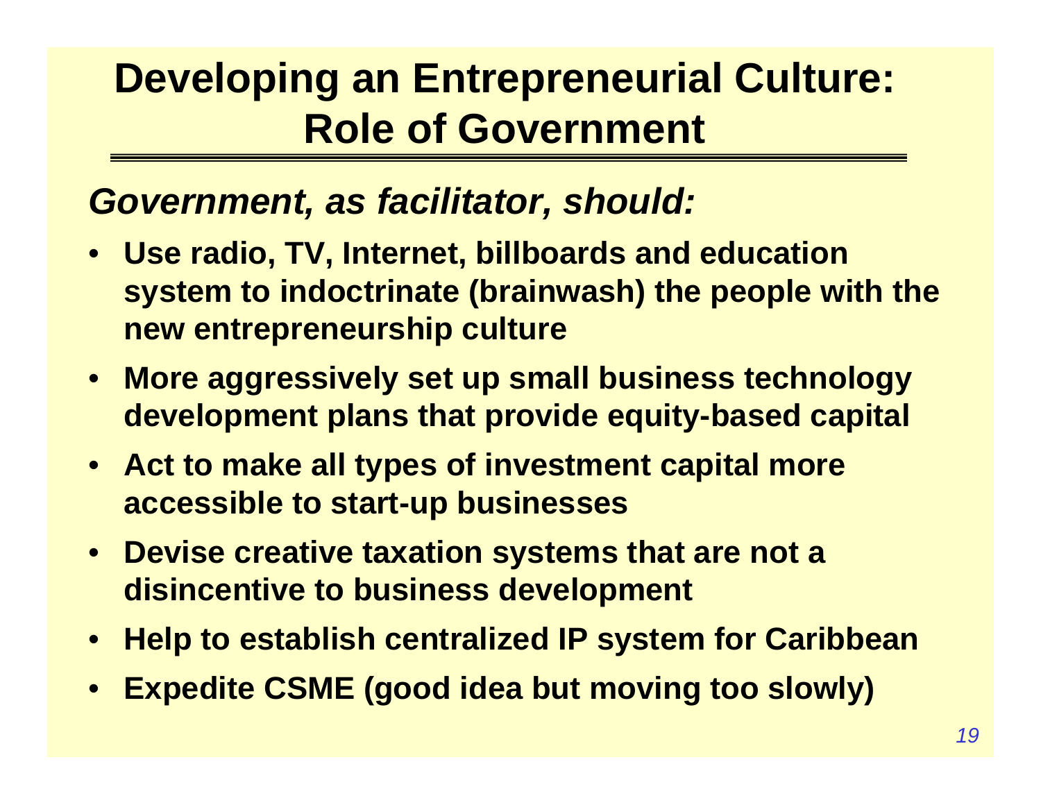# Developing an Entrepreneurial Culture: Role of Government

***Government, as facilitator, should:***

- **Use radio, TV, Internet, billboards and education system to indoctrinate (brainwash) the people with the new entrepreneurship culture**
- **More aggressively set up small business technology development plans that provide equity-based capital**
- **Act to make all types of investment capital more accessible to start-up businesses**
- **Devise creative taxation systems that are not a disincentive to business development**
- **Help to establish centralized IP system for Caribbean**
- **Expedite CSME (good idea but moving too slowly)**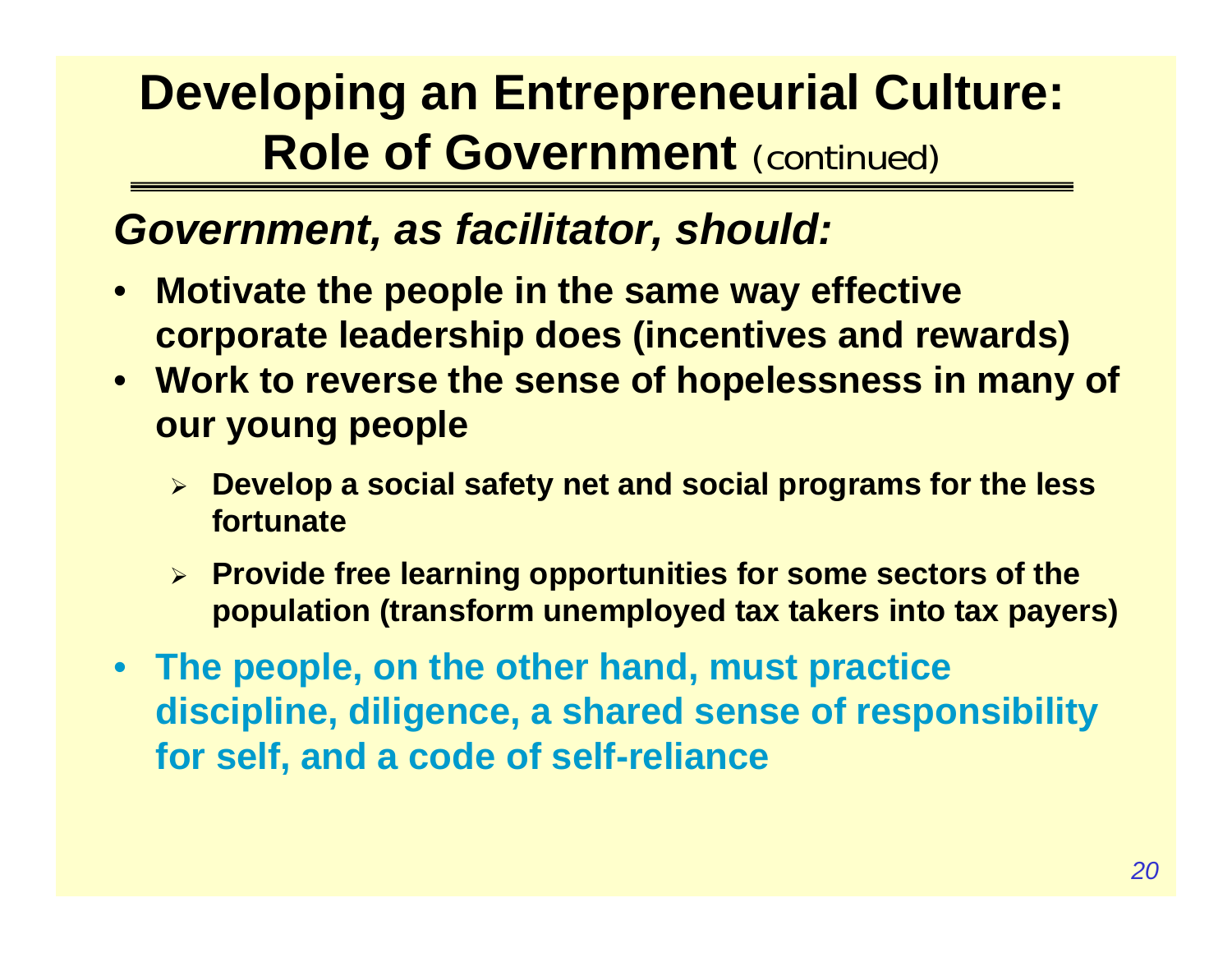# Developing an Entrepreneurial Culture: Role of Government (continued)

***Government, as facilitator, should:***

- **Motivate the people in the same way effective corporate leadership does (incentives and rewards)**
- **Work to reverse the sense of hopelessness in many of our young people**
  - **Develop a social safety net and social programs for the less fortunate**
  - **Provide free learning opportunities for some sectors of the population (transform unemployed tax takers into tax payers)**
- **The people, on the other hand, must practice discipline, diligence, a shared sense of responsibility for self, and a code of self-reliance**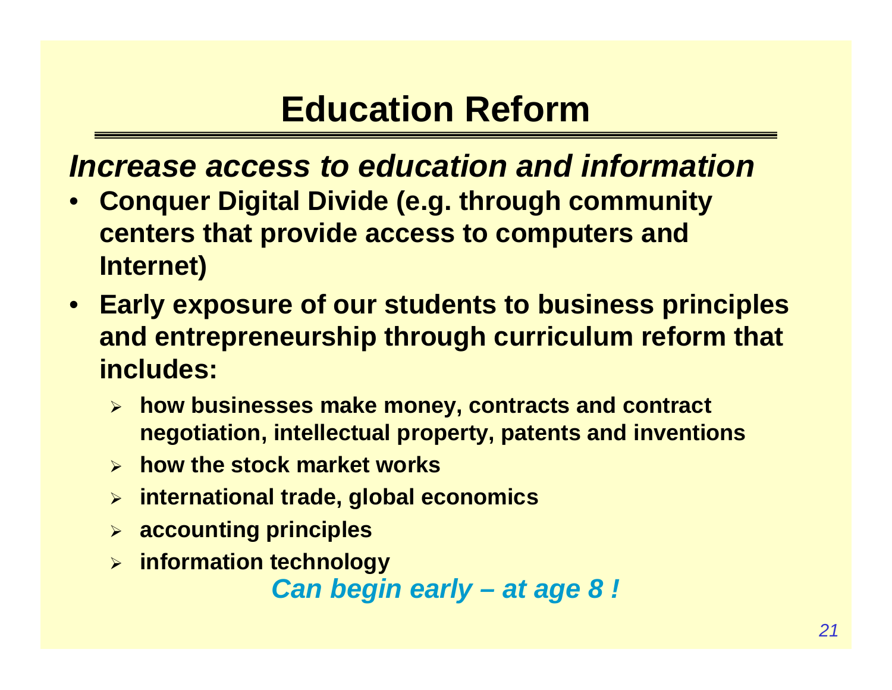# Education Reform

## *Increase access to education and information*

- **Conquer Digital Divide (e.g. through community centers that provide access to computers and Internet)**
- **Early exposure of our students to business principles and entrepreneurship through curriculum reform that includes:**
  - **how businesses make money, contracts and contract negotiation, intellectual property, patents and inventions**
  - **how the stock market works**
  - **international trade, global economics**
  - **accounting principles**
  - **information technology**

***Can begin early – at age 8 !***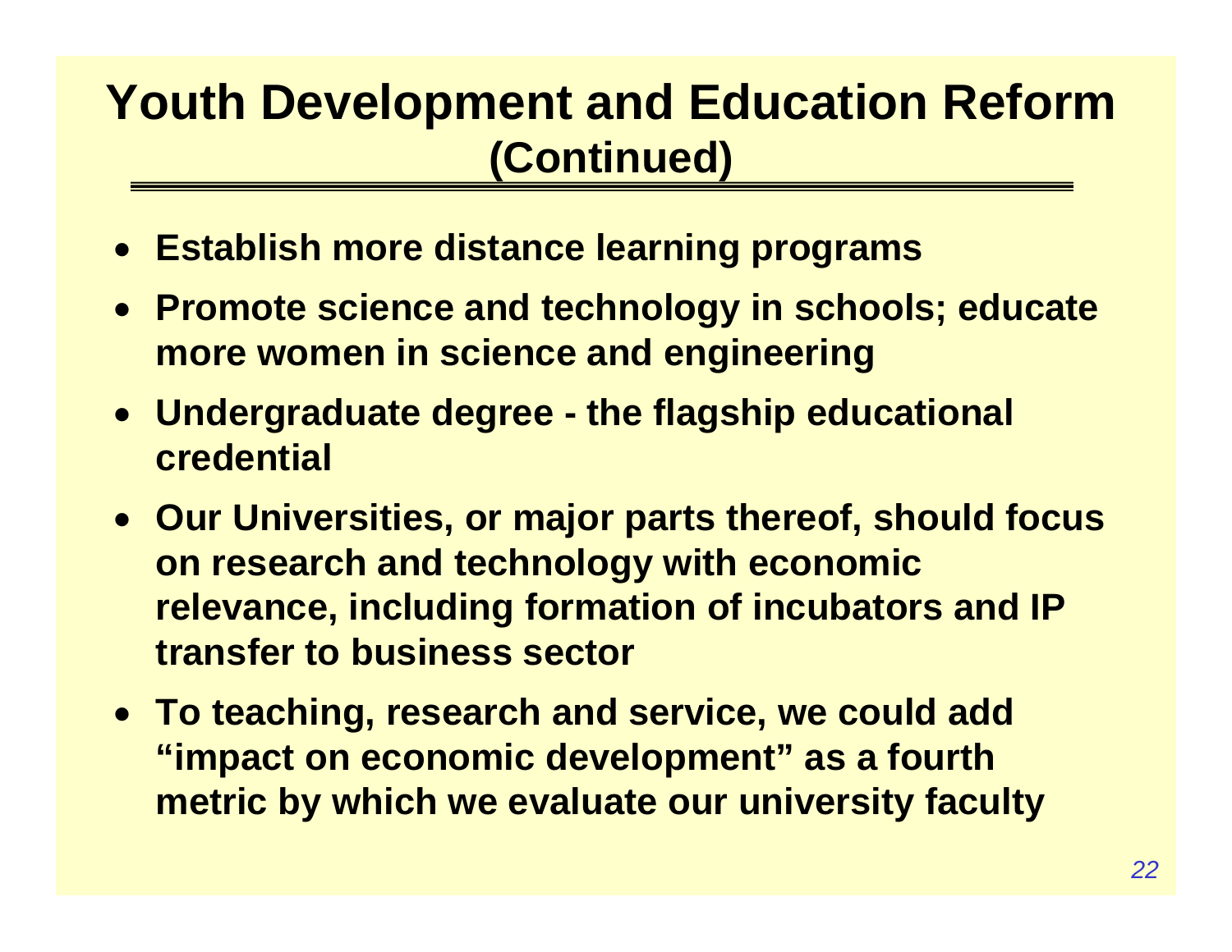# Youth Development and Education Reform (Continued)

- **Establish more distance learning programs**
- **Promote science and technology in schools; educate more women in science and engineering**
- **Undergraduate degree - the flagship educational credential**
- **Our Universities, or major parts thereof, should focus on research and technology with economic relevance, including formation of incubators and IP transfer to business sector**
- **To teaching, research and service, we could add "impact on economic development" as a fourth metric by which we evaluate our university faculty**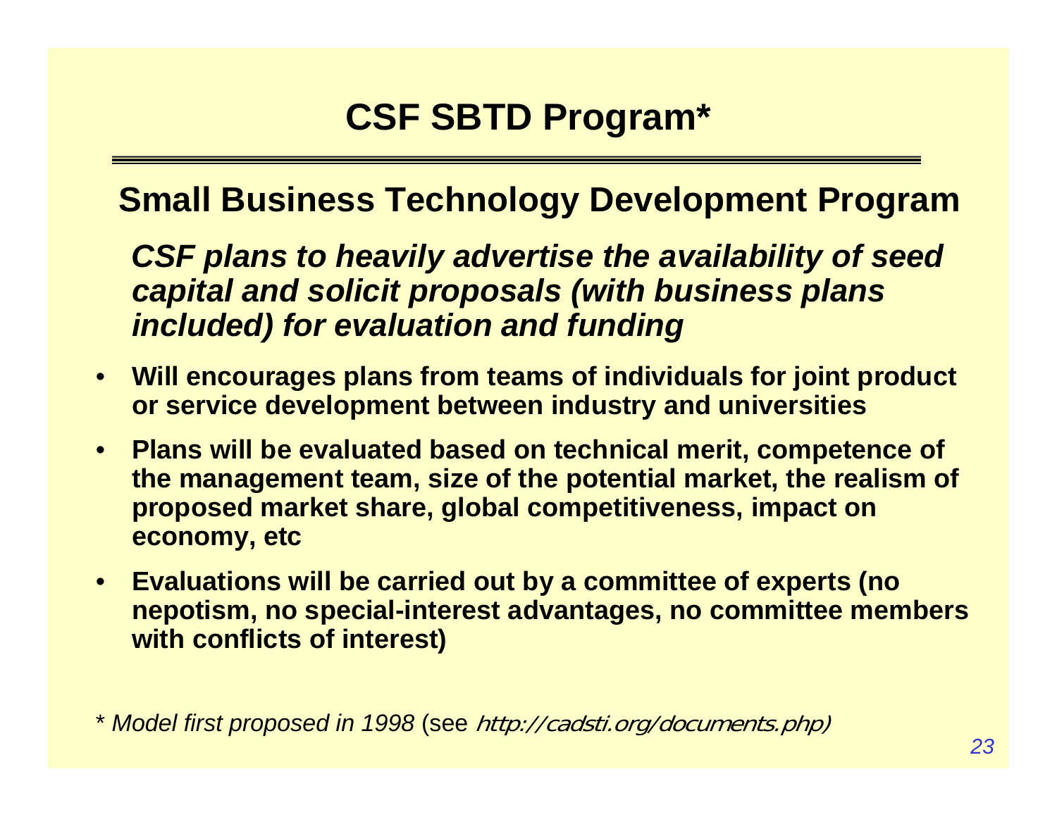# CSF SBTD Program*

## Small Business Technology Development Program

***CSF plans to heavily advertise the availability of seed capital and solicit proposals (with business plans included) for evaluation and funding***

- **Will encourages plans from teams of individuals for joint product or service development between industry and universities**
- **Plans will be evaluated based on technical merit, competence of the management team, size of the potential market, the realism of proposed market share, global competitiveness, impact on economy, etc**
- **Evaluations will be carried out by a committee of experts (no nepotism, no special-interest advantages, no committee members with conflicts of interest)**

\* *Model first proposed in 1998* (see *http://cadsti.org/documents.php)*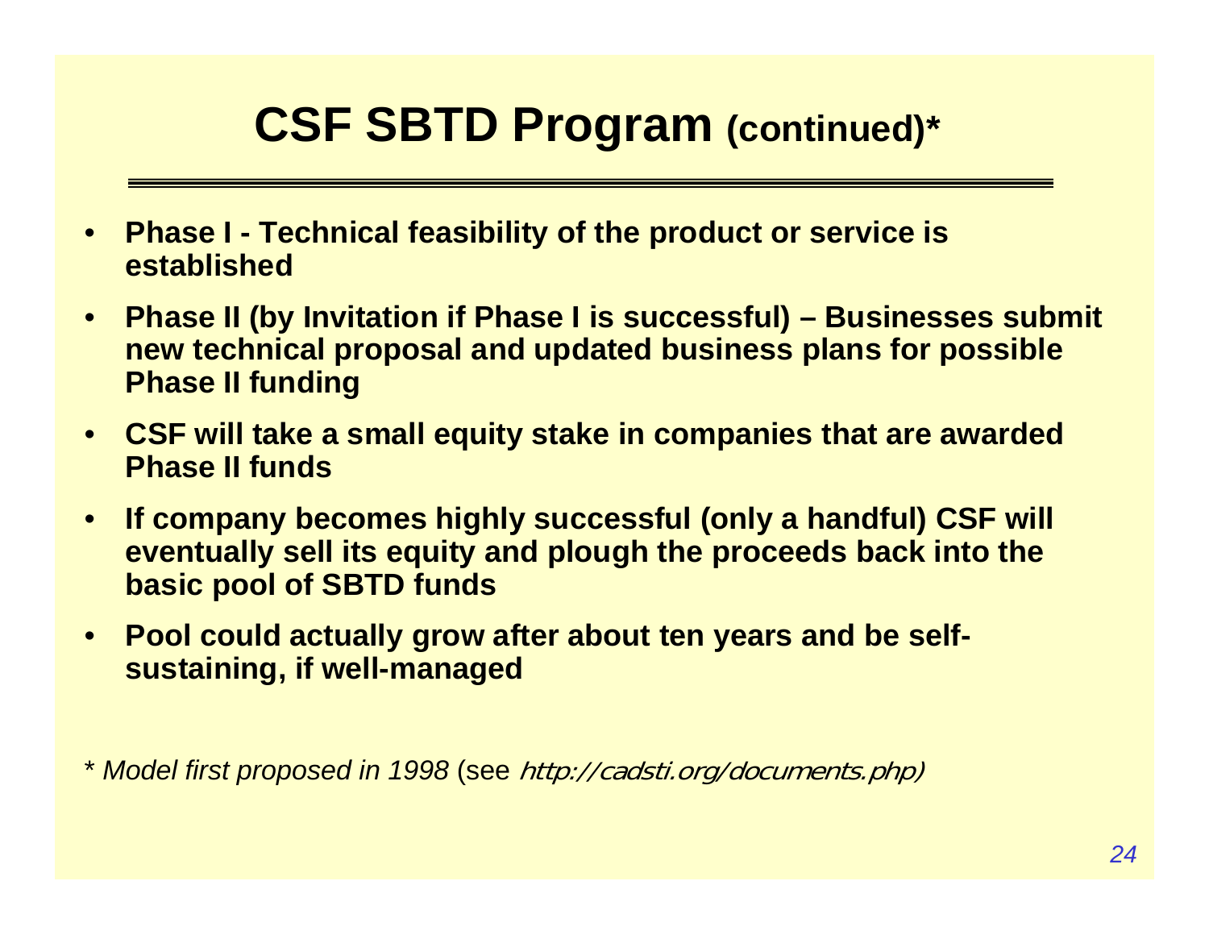# CSF SBTD Program (continued)*

- **Phase I - Technical feasibility of the product or service is established**
- **Phase II (by Invitation if Phase I is successful) – Businesses submit new technical proposal and updated business plans for possible Phase II funding**
- **CSF will take a small equity stake in companies that are awarded Phase II funds**
- **If company becomes highly successful (only a handful) CSF will eventually sell its equity and plough the proceeds back into the basic pool of SBTD funds**
- **Pool could actually grow after about ten years and be self-sustaining, if well-managed**

*\* Model first proposed in 1998* (see *http://cadsti.org/documents.php*)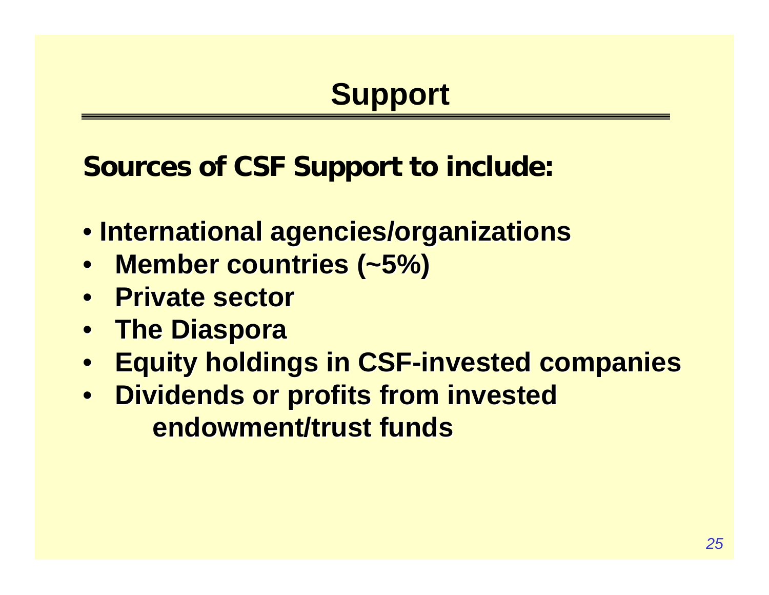# Support

**Sources of CSF Support to include:**

- **International agencies/organizations**
- **Member countries (~5%)**
- **Private sector**
- **The Diaspora**
- **Equity holdings in CSF-invested companies**
- **Dividends or profits from invested endowment/trust funds**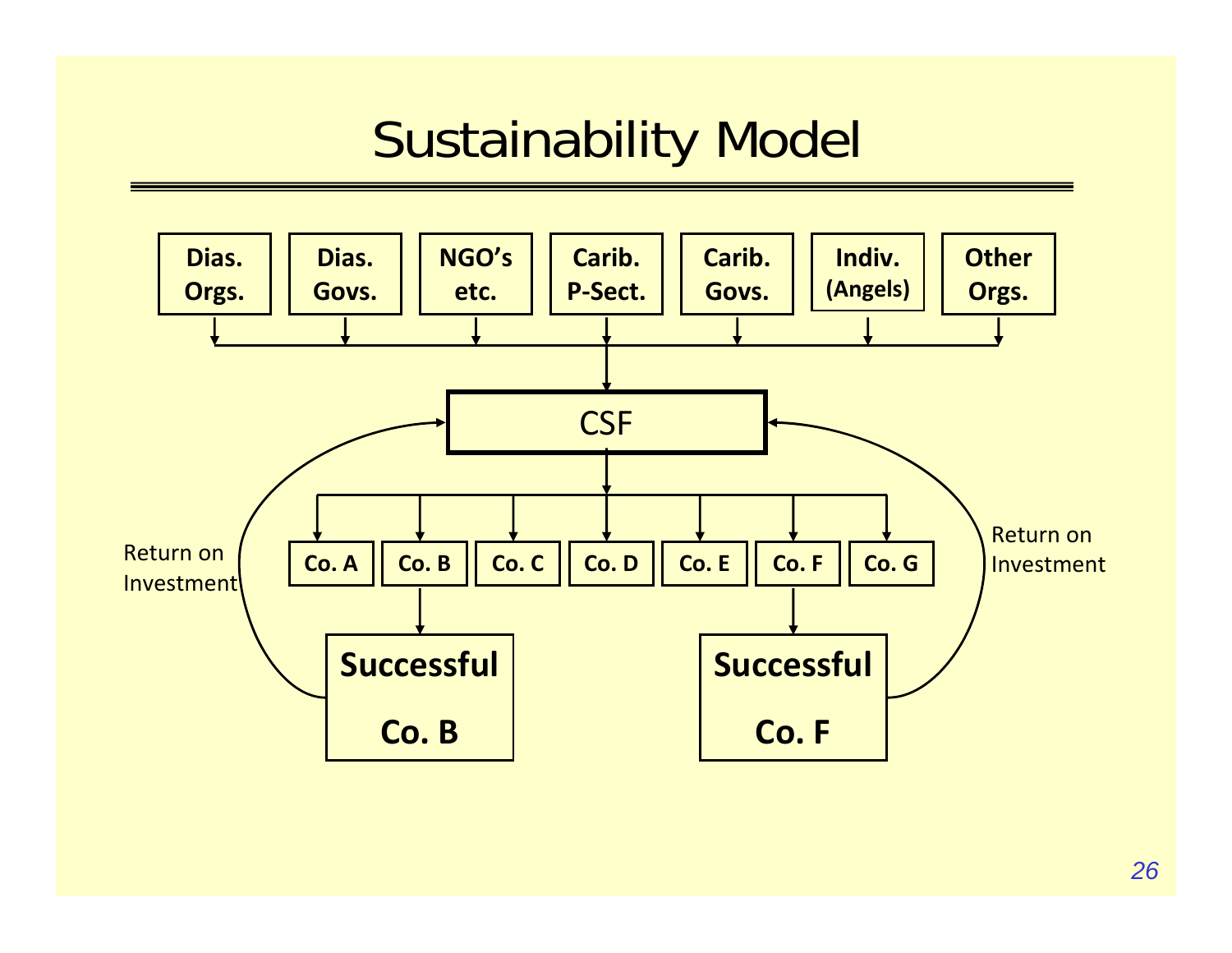# Sustainability Model

Dias. Orgs. | Dias. Govs. | NGO's etc. | Carib. P-Sect. | Carib. Govs. | Indiv. (Angels) | Other Orgs.

CSF

Co. A | Co. B | Co. C | Co. D | Co. E | Co. F | Co. G

**Successful Co. B**

**Successful Co. F**

Return on Investment

Return on Investment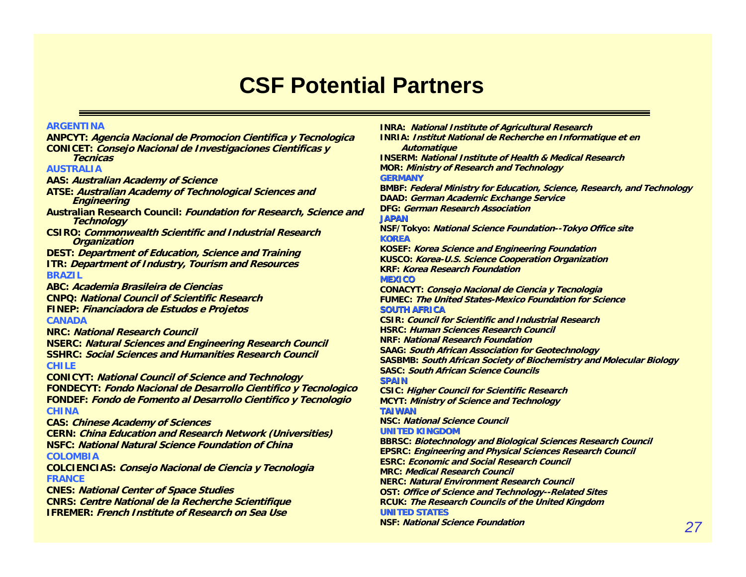# CSF Potential Partners

**ARGENTINA**

**ANPCYT:** ***Agencia Nacional de Promocion Cientifica y Tecnologica***
**CONICET:** ***Consejo Nacional de Investigaciones Cientificas y Tecnicas***

**AUSTRALIA**

**AAS:** ***Australian Academy of Science***
**ATSE:** ***Australian Academy of Technological Sciences and Engineering***
**Australian Research Council:** ***Foundation for Research, Science and Technology***
**CSIRO:** ***Commonwealth Scientific and Industrial Research Organization***
**DEST:** ***Department of Education, Science and Training***
**ITR:** ***Department of Industry, Tourism and Resources***

**BRAZIL**

**ABC:** ***Academia Brasileira de Ciencias***
**CNPQ:** ***National Council of Scientific Research***
**FINEP:** ***Financiadora de Estudos e Projetos***

**CANADA**

**NRC:** ***National Research Council***
**NSERC:** ***Natural Sciences and Engineering Research Council***
**SSHRC:** ***Social Sciences and Humanities Research Council***

**CHILE**

**CONICYT:** ***National Council of Science and Technology***
**FONDECYT:** ***Fondo Nacional de Desarrollo Cientifico y Tecnologico***
**FONDEF:** ***Fondo de Fomento al Desarrollo Cientifico y Tecnologio***

**CHINA**

**CAS:** ***Chinese Academy of Sciences***
**CERN:** ***China Education and Research Network (Universities)***
**NSFC:** ***National Natural Science Foundation of China***

**COLOMBIA**

**COLCIENCIAS:** ***Consejo Nacional de Ciencia y Tecnologia***

**FRANCE**

**CNES:** ***National Center of Space Studies***
**CNRS:** ***Centre National de la Recherche Scientifique***
**IFREMER:** ***French Institute of Research on Sea Use***
**INRA:** ***National Institute of Agricultural Research***
**INRIA:** ***Institut National de Recherche en Informatique et en Automatique***
**INSERM:** ***National Institute of Health & Medical Research***
**MOR:** ***Ministry of Research and Technology***

**GERMANY**

**BMBF:** ***Federal Ministry for Education, Science, Research, and Technology***
**DAAD:** ***German Academic Exchange Service***
**DFG:** ***German Research Association***

**JAPAN**

**NSF/Tokyo:** ***National Science Foundation--Tokyo Office site***

**KOREA**

**KOSEF:** ***Korea Science and Engineering Foundation***
**KUSCO:** ***Korea-U.S. Science Cooperation Organization***
**KRF:** ***Korea Research Foundation***

**MEXICO**

**CONACYT:** ***Consejo Nacional de Ciencia y Tecnologia***
**FUMEC:** ***The United States-Mexico Foundation for Science***

**SOUTH AFRICA**

**CSIR:** ***Council for Scientific and Industrial Research***
**HSRC:** ***Human Sciences Research Council***
**NRF:** ***National Research Foundation***
**SAAG:** ***South African Association for Geotechnology***
**SASBMB:** ***South African Society of Biochemistry and Molecular Biology***
**SASC:** ***South African Science Councils***

**SPAIN**

**CSIC:** ***Higher Council for Scientific Research***
**MCYT:** ***Ministry of Science and Technology***

**TAIWAN**

**NSC:** ***National Science Council***

**UNITED KINGDOM**

**BBRSC:** ***Biotechnology and Biological Sciences Research Council***
**EPSRC:** ***Engineering and Physical Sciences Research Council***
**ESRC:** ***Economic and Social Research Council***
**MRC:** ***Medical Research Council***
**NERC:** ***Natural Environment Research Council***
**OST:** ***Office of Science and Technology--Related Sites***
**RCUK:** ***The Research Councils of the United Kingdom***

**UNITED STATES**

**NSF:** ***National Science Foundation***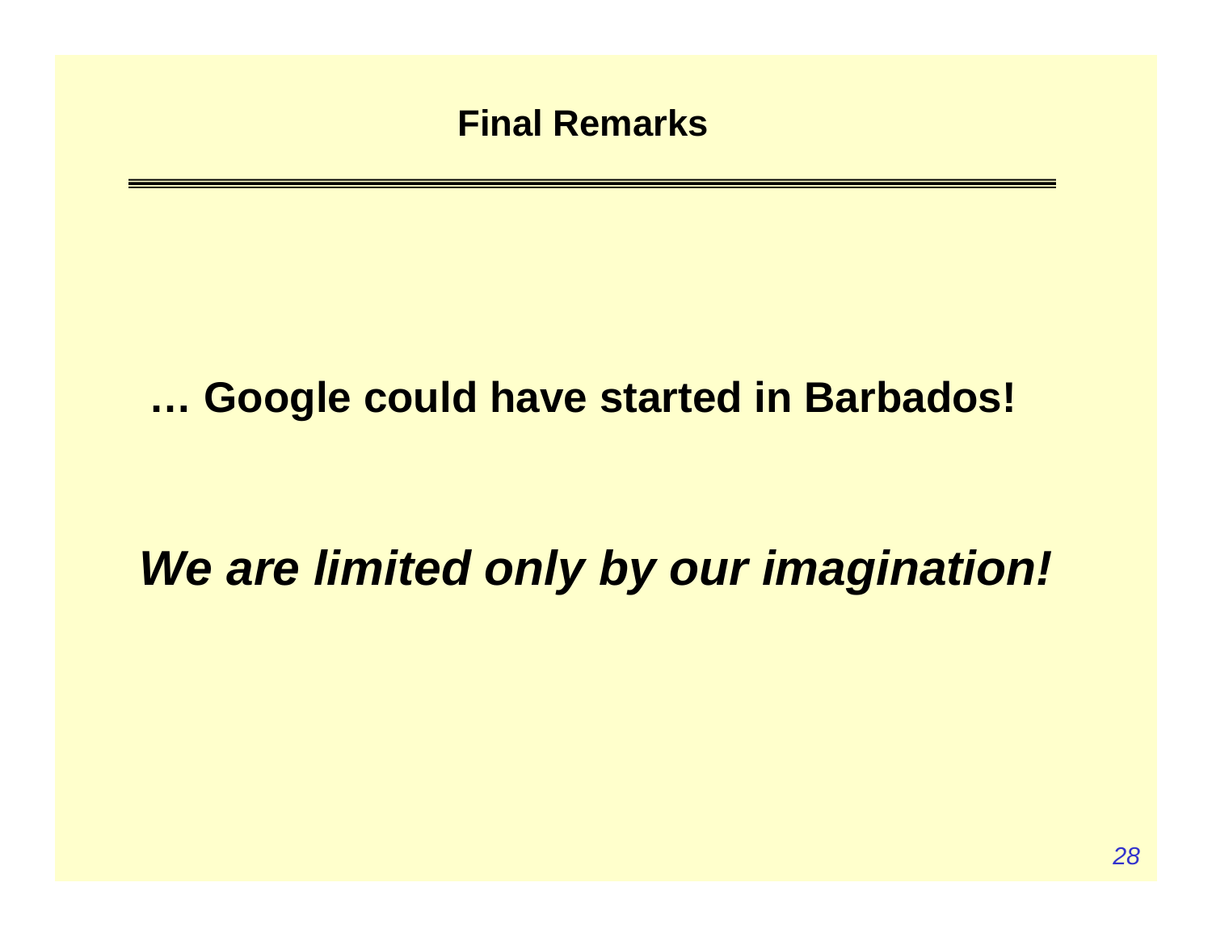# Final Remarks

**… Google could have started in Barbados!**

***We are limited only by our imagination!***